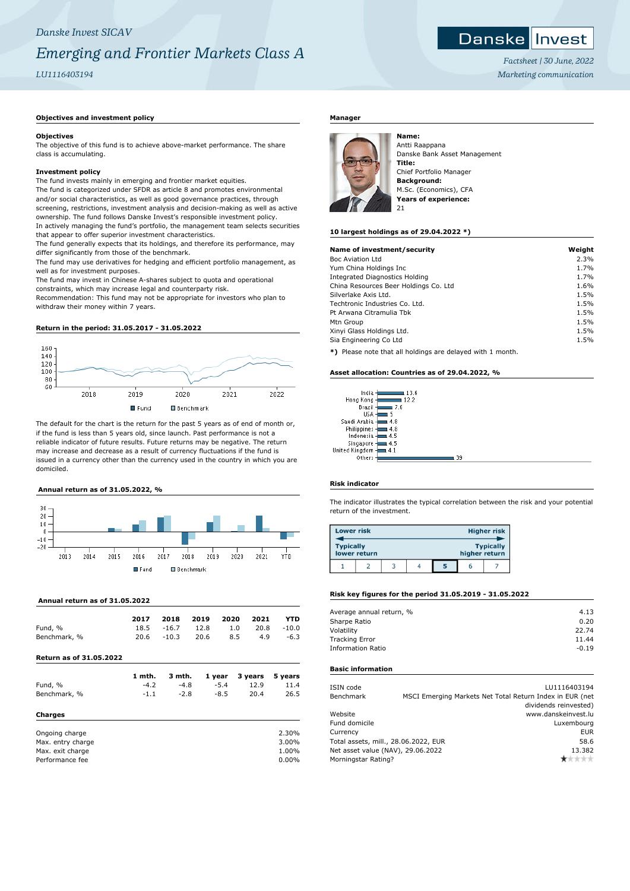*Danske Invest SICAV*

# *Emerging and Frontier Markets Class A*

*LU1116403194*

*Factsheet | 30 June, 2022*

*Marketing communication*

## Objectives and investment policy

### Objectives

The objective of this fund is to achieve above-market performance. The share class is accumulating.

### Investment policy

The fund invests mainly in emerging and frontier market equities.
The fund is categorized under SFDR as article 8 and promotes environmental and/or social characteristics, as well as good governance practices, through screening, restrictions, investment analysis and decision-making as well as active ownership. The fund follows Danske Invest's responsible investment policy.
In actively managing the fund's portfolio, the management team selects securities that appear to offer superior investment characteristics.
The fund generally expects that its holdings, and therefore its performance, may differ significantly from those of the benchmark.
The fund may use derivatives for hedging and efficient portfolio management, as well as for investment purposes.
The fund may invest in Chinese A-shares subject to quota and operational constraints, which may increase legal and counterparty risk.
Recommendation: This fund may not be appropriate for investors who plan to withdraw their money within 7 years.

## Return in the period: 31.05.2017 - 31.05.2022

The default for the chart is the return for the past 5 years as of end of month or, if the fund is less than 5 years old, since launch. Past performance is not a reliable indicator of future results. Future returns may be negative. The return may increase and decrease as a result of currency fluctuations if the fund is issued in a currency other than the currency used in the country in which you are domiciled.

## Annual return as of 31.05.2022, %

## Annual return as of 31.05.2022

| | 2017 | 2018 | 2019 | 2020 | 2021 | YTD |
|---|---|---|---|---|---|---|
| Fund, % | 18.5 | -16.7 | 12.8 | 1.0 | 20.8 | -10.0 |
| Benchmark, % | 20.6 | -10.3 | 20.6 | 8.5 | 4.9 | -6.3 |

## Return as of 31.05.2022

| | 1 mth. | 3 mth. | 1 year | 3 years | 5 years |
|---|---|---|---|---|---|
| Fund, % | -4.2 | -4.8 | -5.4 | 12.9 | 11.4 |
| Benchmark, % | -1.1 | -2.8 | -8.5 | 20.4 | 26.5 |

## Charges

| | |
|---|---|
| Ongoing charge | 2.30% |
| Max. entry charge | 3.00% |
| Max. exit charge | 1.00% |
| Performance fee | 0.00% |

## Manager

**Name:**
Antti Raappana
Danske Bank Asset Management
**Title:**
Chief Portfolio Manager
**Background:**
M.Sc. (Economics), CFA
**Years of experience:**
21

## 10 largest holdings as of 29.04.2022 *)

| Name of investment/security | Weight |
|---|---|
| Boc Aviation Ltd | 2.3% |
| Yum China Holdings Inc | 1.7% |
| Integrated Diagnostics Holding | 1.7% |
| China Resources Beer Holdings Co. Ltd | 1.6% |
| Silverlake Axis Ltd. | 1.5% |
| Techtronic Industries Co. Ltd. | 1.5% |
| Pt Arwana Citramulia Tbk | 1.5% |
| Mtn Group | 1.5% |
| Xinyi Glass Holdings Ltd. | 1.5% |
| Sia Engineering Co Ltd | 1.5% |

*) Please note that all holdings are delayed with 1 month.

## Asset allocation: Countries as of 29.04.2022, %

| Country | % |
|---|---|
| India | 13.6 |
| Hong Kong | 12.2 |
| Brazil | 7.6 |
| USA | 5 |
| Saudi Arabia | 4.8 |
| Philippines | 4.8 |
| Indonesia | 4.5 |
| Singapore | 4.5 |
| United Kingdom | 4.1 |
| Others | 39 |

## Risk indicator

The indicator illustrates the typical correlation between the risk and your potential return of the investment.

Lower risk — Higher risk
Typically lower return — Typically higher return

| 1 | 2 | 3 | 4 | **5** | 6 | 7 |
|---|---|---|---|---|---|---|

## Risk key figures for the period 31.05.2019 - 31.05.2022

| | |
|---|---|
| Average annual return, % | 4.13 |
| Sharpe Ratio | 0.20 |
| Volatility | 22.74 |
| Tracking Error | 11.44 |
| Information Ratio | -0.19 |

## Basic information

| | |
|---|---|
| ISIN code | LU1116403194 |
| Benchmark | MSCI Emerging Markets Net Total Return Index in EUR (net dividends reinvested) |
| Website | www.danskeinvest.lu |
| Fund domicile | Luxembourg |
| Currency | EUR |
| Total assets, mill., 28.06.2022, EUR | 58.6 |
| Net asset value (NAV), 29.06.2022 | 13.382 |
| Morningstar Rating? | ★☆☆☆☆ |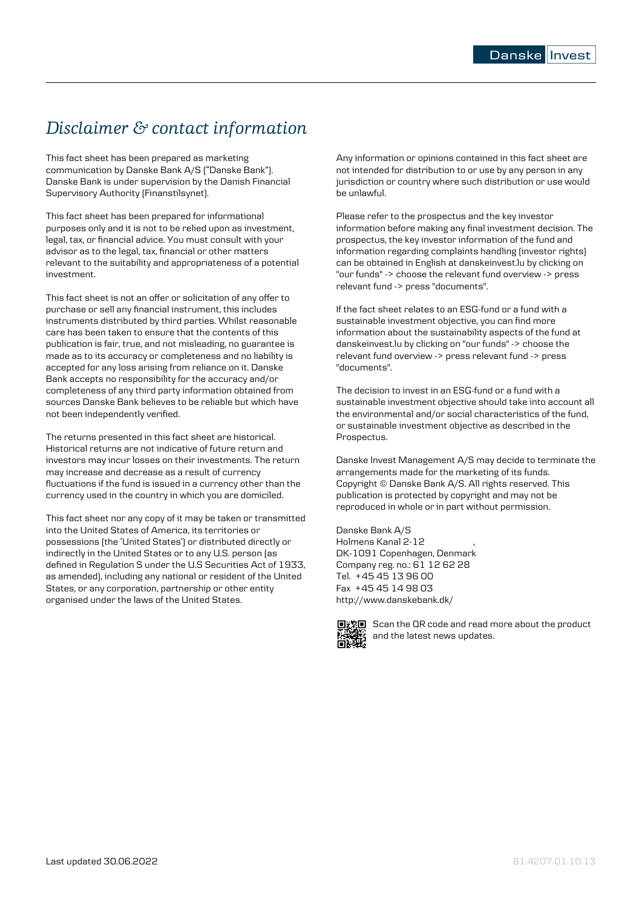# *Disclaimer & contact information*

This fact sheet has been prepared as marketing communication by Danske Bank A/S ("Danske Bank"). Danske Bank is under supervision by the Danish Financial Supervisory Authority (Finanstilsynet).

This fact sheet has been prepared for informational purposes only and it is not to be relied upon as investment, legal, tax, or financial advice. You must consult with your advisor as to the legal, tax, financial or other matters relevant to the suitability and appropriateness of a potential investment.

This fact sheet is not an offer or solicitation of any offer to purchase or sell any financial instrument, this includes instruments distributed by third parties. Whilst reasonable care has been taken to ensure that the contents of this publication is fair, true, and not misleading, no guarantee is made as to its accuracy or completeness and no liability is accepted for any loss arising from reliance on it. Danske Bank accepts no responsibility for the accuracy and/or completeness of any third party information obtained from sources Danske Bank believes to be reliable but which have not been independently verified.

The returns presented in this fact sheet are historical. Historical returns are not indicative of future return and investors may incur losses on their investments. The return may increase and decrease as a result of currency fluctuations if the fund is issued in a currency other than the currency used in the country in which you are domiciled.

This fact sheet nor any copy of it may be taken or transmitted into the United States of America, its territories or possessions (the 'United States') or distributed directly or indirectly in the United States or to any U.S. person (as defined in Regulation S under the U.S Securities Act of 1933, as amended), including any national or resident of the United States, or any corporation, partnership or other entity organised under the laws of the United States.

Any information or opinions contained in this fact sheet are not intended for distribution to or use by any person in any jurisdiction or country where such distribution or use would be unlawful.

Please refer to the prospectus and the key investor information before making any final investment decision. The prospectus, the key investor information of the fund and information regarding complaints handling (investor rights) can be obtained in English at danskeinvest.lu by clicking on "our funds" -> choose the relevant fund overview -> press relevant fund -> press "documents".

If the fact sheet relates to an ESG-fund or a fund with a sustainable investment objective, you can find more information about the sustainability aspects of the fund at danskeinvest.lu by clicking on "our funds" -> choose the relevant fund overview -> press relevant fund -> press "documents".

The decision to invest in an ESG-fund or a fund with a sustainable investment objective should take into account all the environmental and/or social characteristics of the fund, or sustainable investment objective as described in the Prospectus.

Danske Invest Management A/S may decide to terminate the arrangements made for the marketing of its funds. Copyright © Danske Bank A/S. All rights reserved. This publication is protected by copyright and may not be reproduced in whole or in part without permission.

Danske Bank A/S  
Holmens Kanal 2-12  
DK-1091 Copenhagen, Denmark  
Company reg. no.: 61 12 62 28  
Tel. +45 45 13 96 00  
Fax +45 45 14 98 03  
http://www.danskebank.dk/

Scan the QR code and read more about the product and the latest news updates.

Last updated 30.06.2022

81.4207.01.10.13